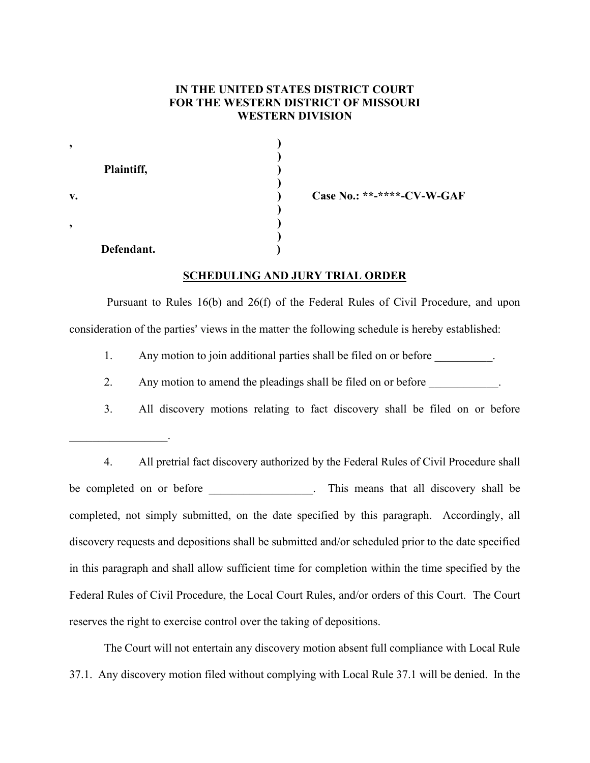**IN THE UNITED STATES DISTRICT COURT**
**FOR THE WESTERN DISTRICT OF MISSOURI**
**WESTERN DIVISION**

| | | |
|---|---|---|
| **,** | **)** | |
| | **)** | |
| **Plaintiff,** | **)** | |
| | **)** | |
| **v.** | **)** | **Case No.: \*\*-\*\*\*\*-CV-W-GAF** |
| | **)** | |
| **,** | **)** | |
| | **)** | |
| **Defendant.** | **)** | |

**SCHEDULING AND JURY TRIAL ORDER**

Pursuant to Rules 16(b) and 26(f) of the Federal Rules of Civil Procedure, and upon consideration of the parties' views in the matter the following schedule is hereby established:

1. Any motion to join additional parties shall be filed on or before __________.

2. Any motion to amend the pleadings shall be filed on or before ____________.

3. All discovery motions relating to fact discovery shall be filed on or before _________________.

4. All pretrial fact discovery authorized by the Federal Rules of Civil Procedure shall be completed on or before __________________. This means that all discovery shall be completed, not simply submitted, on the date specified by this paragraph. Accordingly, all discovery requests and depositions shall be submitted and/or scheduled prior to the date specified in this paragraph and shall allow sufficient time for completion within the time specified by the Federal Rules of Civil Procedure, the Local Court Rules, and/or orders of this Court. The Court reserves the right to exercise control over the taking of depositions.

The Court will not entertain any discovery motion absent full compliance with Local Rule 37.1. Any discovery motion filed without complying with Local Rule 37.1 will be denied. In the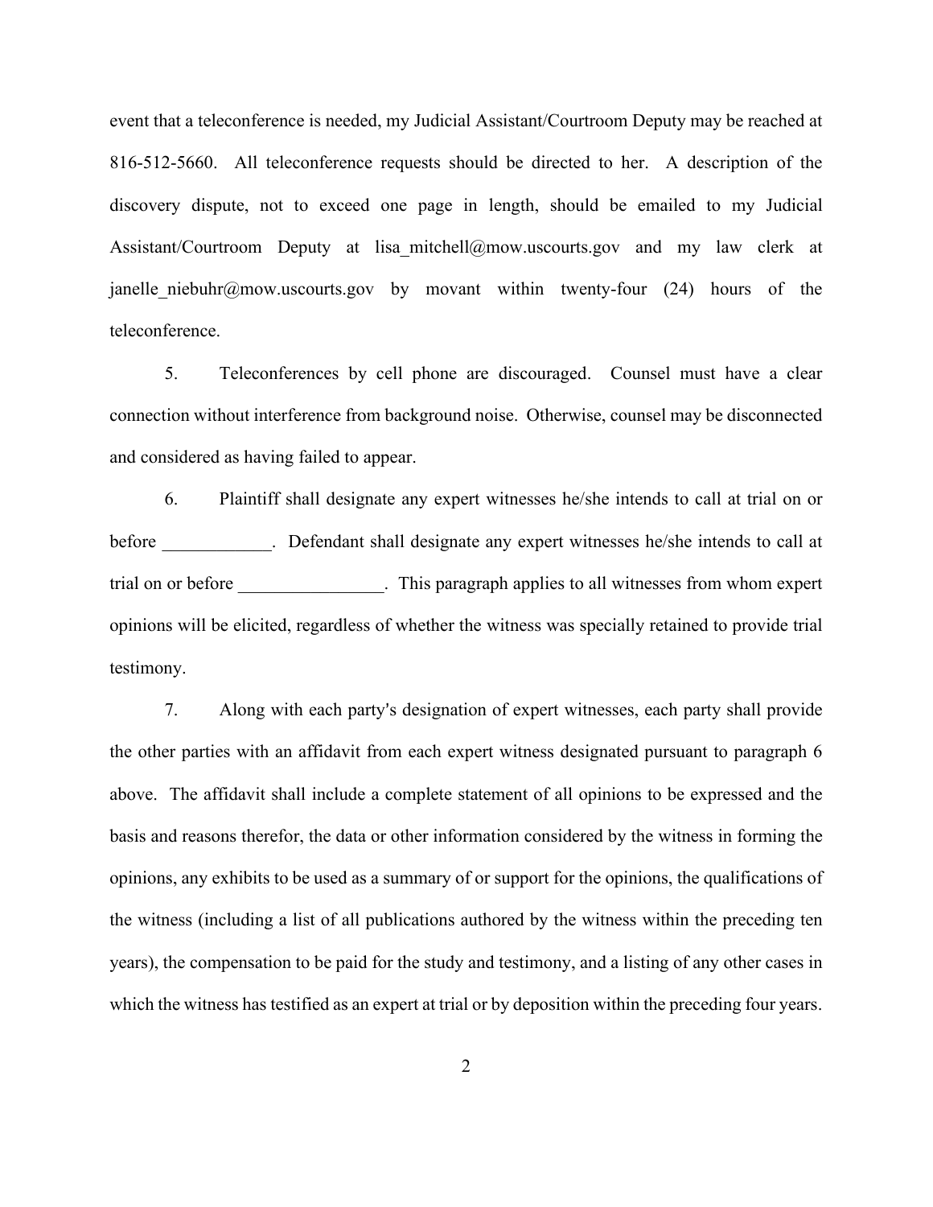event that a teleconference is needed, my Judicial Assistant/Courtroom Deputy may be reached at 816-512-5660. All teleconference requests should be directed to her. A description of the discovery dispute, not to exceed one page in length, should be emailed to my Judicial Assistant/Courtroom Deputy at lisa_mitchell@mow.uscourts.gov and my law clerk at janelle_niebuhr@mow.uscourts.gov by movant within twenty-four (24) hours of the teleconference.

5. Teleconferences by cell phone are discouraged. Counsel must have a clear connection without interference from background noise. Otherwise, counsel may be disconnected and considered as having failed to appear.

6. Plaintiff shall designate any expert witnesses he/she intends to call at trial on or before ____________. Defendant shall designate any expert witnesses he/she intends to call at trial on or before ________________. This paragraph applies to all witnesses from whom expert opinions will be elicited, regardless of whether the witness was specially retained to provide trial testimony.

7. Along with each party's designation of expert witnesses, each party shall provide the other parties with an affidavit from each expert witness designated pursuant to paragraph 6 above. The affidavit shall include a complete statement of all opinions to be expressed and the basis and reasons therefor, the data or other information considered by the witness in forming the opinions, any exhibits to be used as a summary of or support for the opinions, the qualifications of the witness (including a list of all publications authored by the witness within the preceding ten years), the compensation to be paid for the study and testimony, and a listing of any other cases in which the witness has testified as an expert at trial or by deposition within the preceding four years.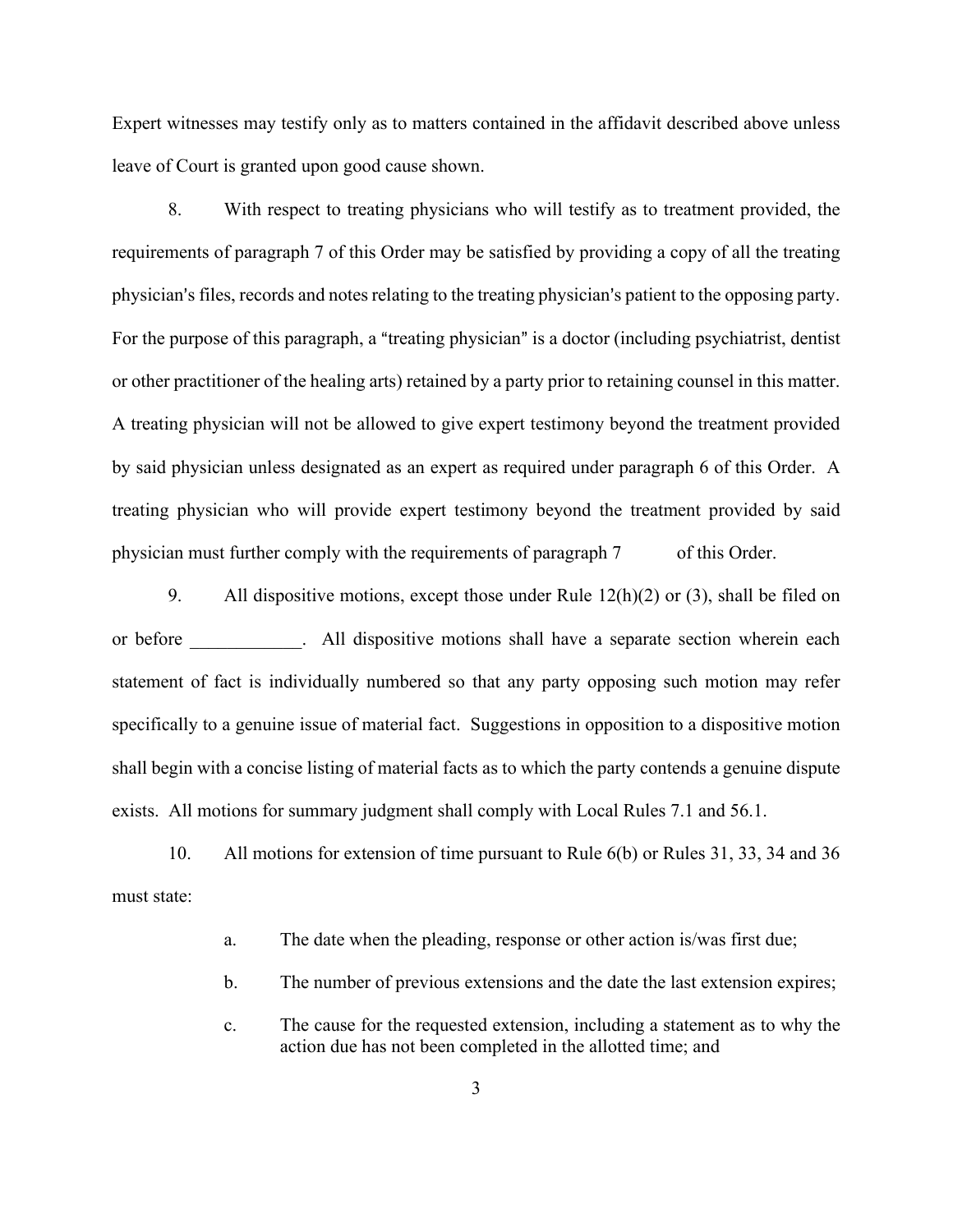Expert witnesses may testify only as to matters contained in the affidavit described above unless leave of Court is granted upon good cause shown.

8. With respect to treating physicians who will testify as to treatment provided, the requirements of paragraph 7 of this Order may be satisfied by providing a copy of all the treating physician's files, records and notes relating to the treating physician's patient to the opposing party. For the purpose of this paragraph, a "treating physician" is a doctor (including psychiatrist, dentist or other practitioner of the healing arts) retained by a party prior to retaining counsel in this matter. A treating physician will not be allowed to give expert testimony beyond the treatment provided by said physician unless designated as an expert as required under paragraph 6 of this Order. A treating physician who will provide expert testimony beyond the treatment provided by said physician must further comply with the requirements of paragraph 7 of this Order.

9. All dispositive motions, except those under Rule 12(h)(2) or (3), shall be filed on or before ____________. All dispositive motions shall have a separate section wherein each statement of fact is individually numbered so that any party opposing such motion may refer specifically to a genuine issue of material fact. Suggestions in opposition to a dispositive motion shall begin with a concise listing of material facts as to which the party contends a genuine dispute exists. All motions for summary judgment shall comply with Local Rules 7.1 and 56.1.

10. All motions for extension of time pursuant to Rule 6(b) or Rules 31, 33, 34 and 36 must state:

a. The date when the pleading, response or other action is/was first due;

b. The number of previous extensions and the date the last extension expires;

c. The cause for the requested extension, including a statement as to why the action due has not been completed in the allotted time; and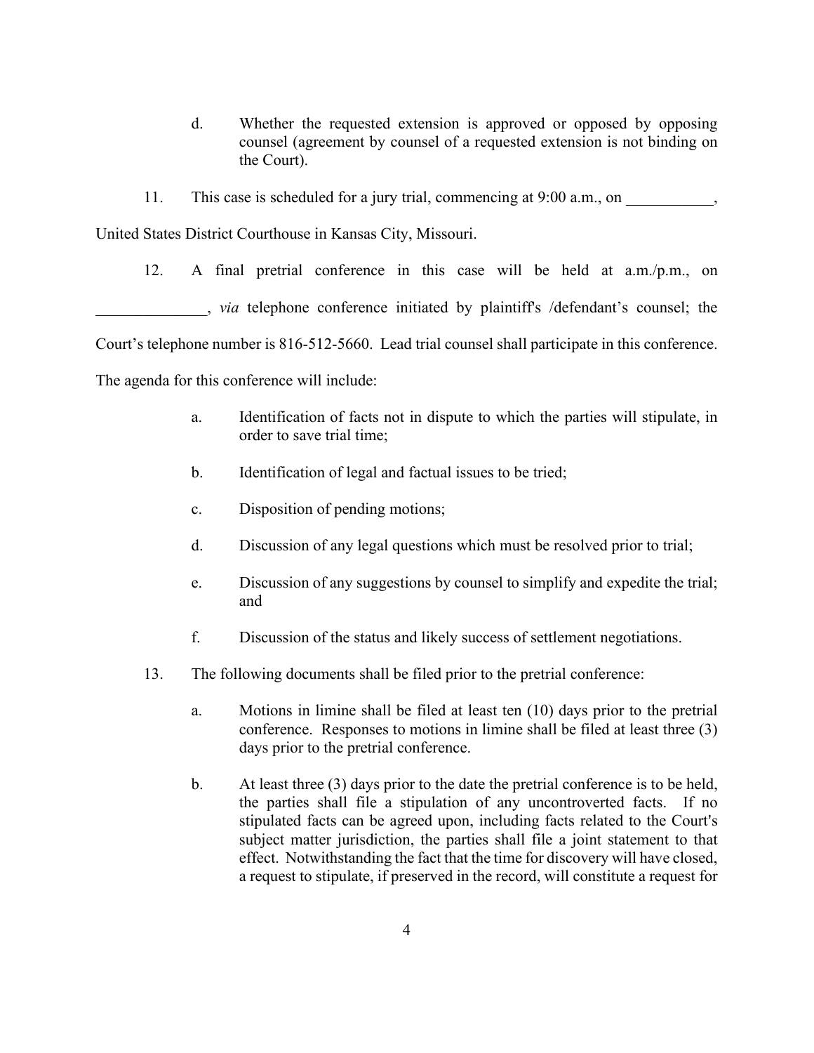d. Whether the requested extension is approved or opposed by opposing counsel (agreement by counsel of a requested extension is not binding on the Court).

11. This case is scheduled for a jury trial, commencing at 9:00 a.m., on ___________, United States District Courthouse in Kansas City, Missouri.

12. A final pretrial conference in this case will be held at a.m./p.m., on ______________, *via* telephone conference initiated by plaintiff's /defendant's counsel; the Court's telephone number is 816-512-5660. Lead trial counsel shall participate in this conference. The agenda for this conference will include:

a. Identification of facts not in dispute to which the parties will stipulate, in order to save trial time;

b. Identification of legal and factual issues to be tried;

c. Disposition of pending motions;

d. Discussion of any legal questions which must be resolved prior to trial;

e. Discussion of any suggestions by counsel to simplify and expedite the trial; and

f. Discussion of the status and likely success of settlement negotiations.

13. The following documents shall be filed prior to the pretrial conference:

a. Motions in limine shall be filed at least ten (10) days prior to the pretrial conference. Responses to motions in limine shall be filed at least three (3) days prior to the pretrial conference.

b. At least three (3) days prior to the date the pretrial conference is to be held, the parties shall file a stipulation of any uncontroverted facts. If no stipulated facts can be agreed upon, including facts related to the Court's subject matter jurisdiction, the parties shall file a joint statement to that effect. Notwithstanding the fact that the time for discovery will have closed, a request to stipulate, if preserved in the record, will constitute a request for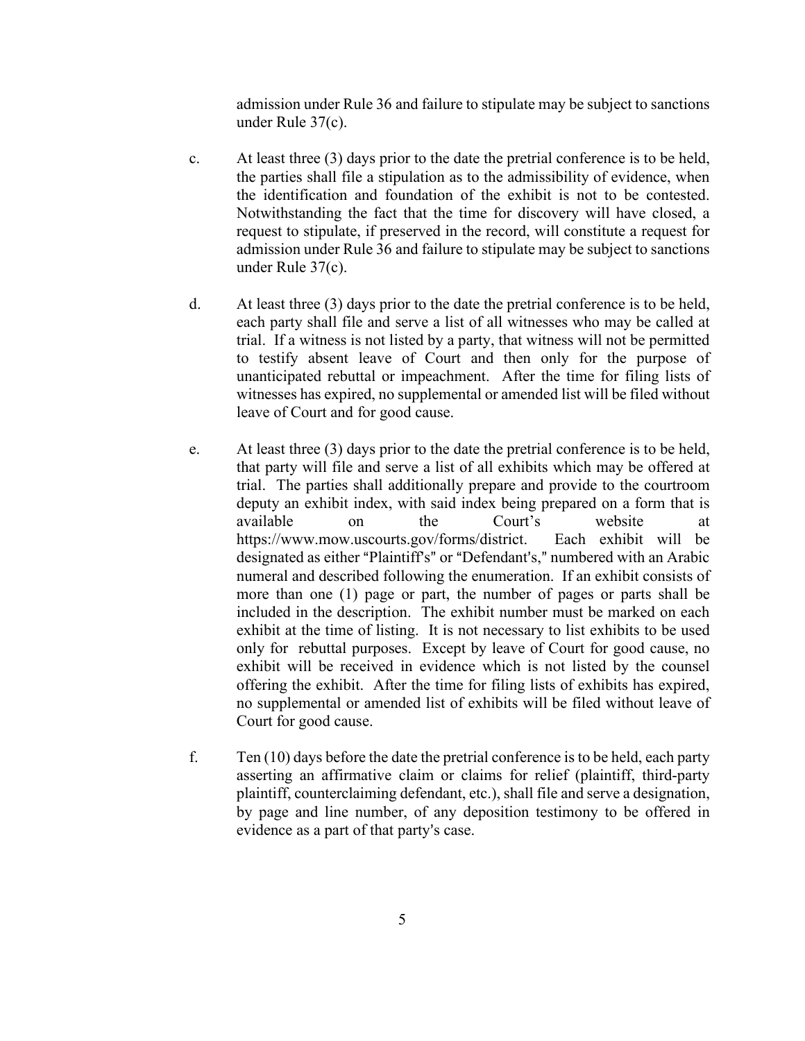admission under Rule 36 and failure to stipulate may be subject to sanctions under Rule 37(c).

c. At least three (3) days prior to the date the pretrial conference is to be held, the parties shall file a stipulation as to the admissibility of evidence, when the identification and foundation of the exhibit is not to be contested. Notwithstanding the fact that the time for discovery will have closed, a request to stipulate, if preserved in the record, will constitute a request for admission under Rule 36 and failure to stipulate may be subject to sanctions under Rule 37(c).

d. At least three (3) days prior to the date the pretrial conference is to be held, each party shall file and serve a list of all witnesses who may be called at trial. If a witness is not listed by a party, that witness will not be permitted to testify absent leave of Court and then only for the purpose of unanticipated rebuttal or impeachment. After the time for filing lists of witnesses has expired, no supplemental or amended list will be filed without leave of Court and for good cause.

e. At least three (3) days prior to the date the pretrial conference is to be held, that party will file and serve a list of all exhibits which may be offered at trial. The parties shall additionally prepare and provide to the courtroom deputy an exhibit index, with said index being prepared on a form that is available on the Court's website at https://www.mow.uscourts.gov/forms/district. Each exhibit will be designated as either "Plaintiff's" or "Defendant's," numbered with an Arabic numeral and described following the enumeration. If an exhibit consists of more than one (1) page or part, the number of pages or parts shall be included in the description. The exhibit number must be marked on each exhibit at the time of listing. It is not necessary to list exhibits to be used only for rebuttal purposes. Except by leave of Court for good cause, no exhibit will be received in evidence which is not listed by the counsel offering the exhibit. After the time for filing lists of exhibits has expired, no supplemental or amended list of exhibits will be filed without leave of Court for good cause.

f. Ten (10) days before the date the pretrial conference is to be held, each party asserting an affirmative claim or claims for relief (plaintiff, third-party plaintiff, counterclaiming defendant, etc.), shall file and serve a designation, by page and line number, of any deposition testimony to be offered in evidence as a part of that party's case.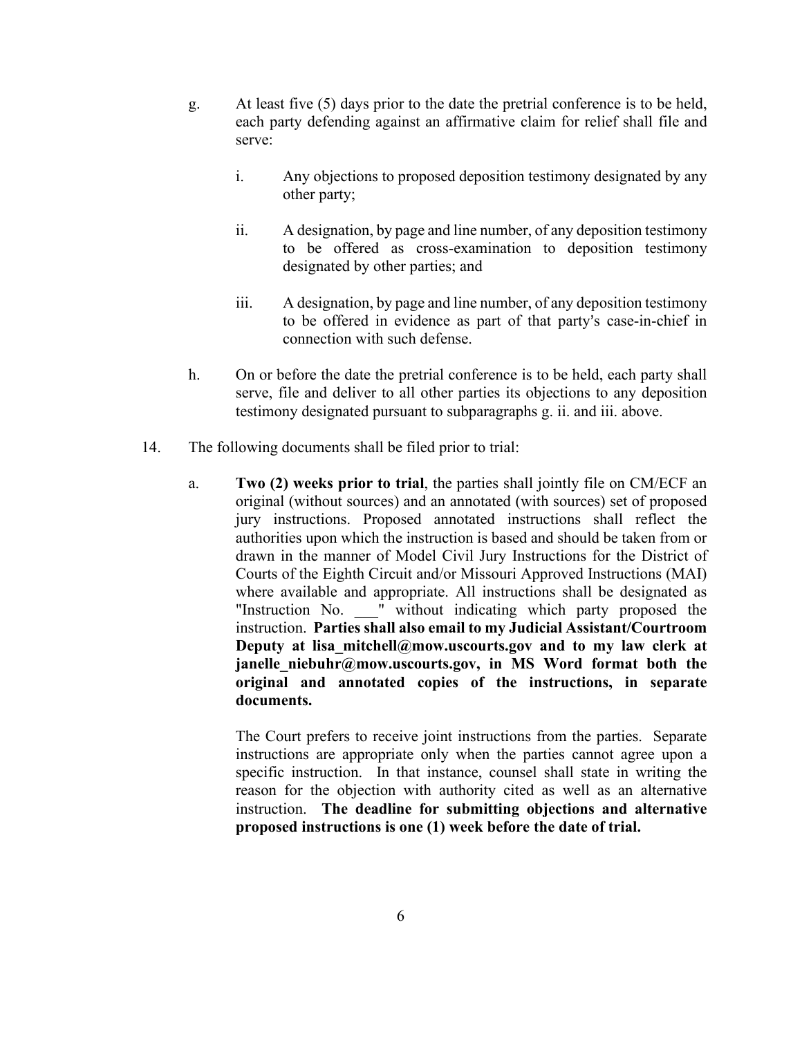g. At least five (5) days prior to the date the pretrial conference is to be held, each party defending against an affirmative claim for relief shall file and serve:

    i. Any objections to proposed deposition testimony designated by any other party;

    ii. A designation, by page and line number, of any deposition testimony to be offered as cross-examination to deposition testimony designated by other parties; and

    iii. A designation, by page and line number, of any deposition testimony to be offered in evidence as part of that party's case-in-chief in connection with such defense.

h. On or before the date the pretrial conference is to be held, each party shall serve, file and deliver to all other parties its objections to any deposition testimony designated pursuant to subparagraphs g. ii. and iii. above.

14. The following documents shall be filed prior to trial:

    a. **Two (2) weeks prior to trial**, the parties shall jointly file on CM/ECF an original (without sources) and an annotated (with sources) set of proposed jury instructions. Proposed annotated instructions shall reflect the authorities upon which the instruction is based and should be taken from or drawn in the manner of Model Civil Jury Instructions for the District of Courts of the Eighth Circuit and/or Missouri Approved Instructions (MAI) where available and appropriate. All instructions shall be designated as "Instruction No. ___" without indicating which party proposed the instruction. **Parties shall also email to my Judicial Assistant/Courtroom Deputy at lisa_mitchell@mow.uscourts.gov and to my law clerk at janelle_niebuhr@mow.uscourts.gov, in MS Word format both the original and annotated copies of the instructions, in separate documents.**

    The Court prefers to receive joint instructions from the parties. Separate instructions are appropriate only when the parties cannot agree upon a specific instruction. In that instance, counsel shall state in writing the reason for the objection with authority cited as well as an alternative instruction. **The deadline for submitting objections and alternative proposed instructions is one (1) week before the date of trial.**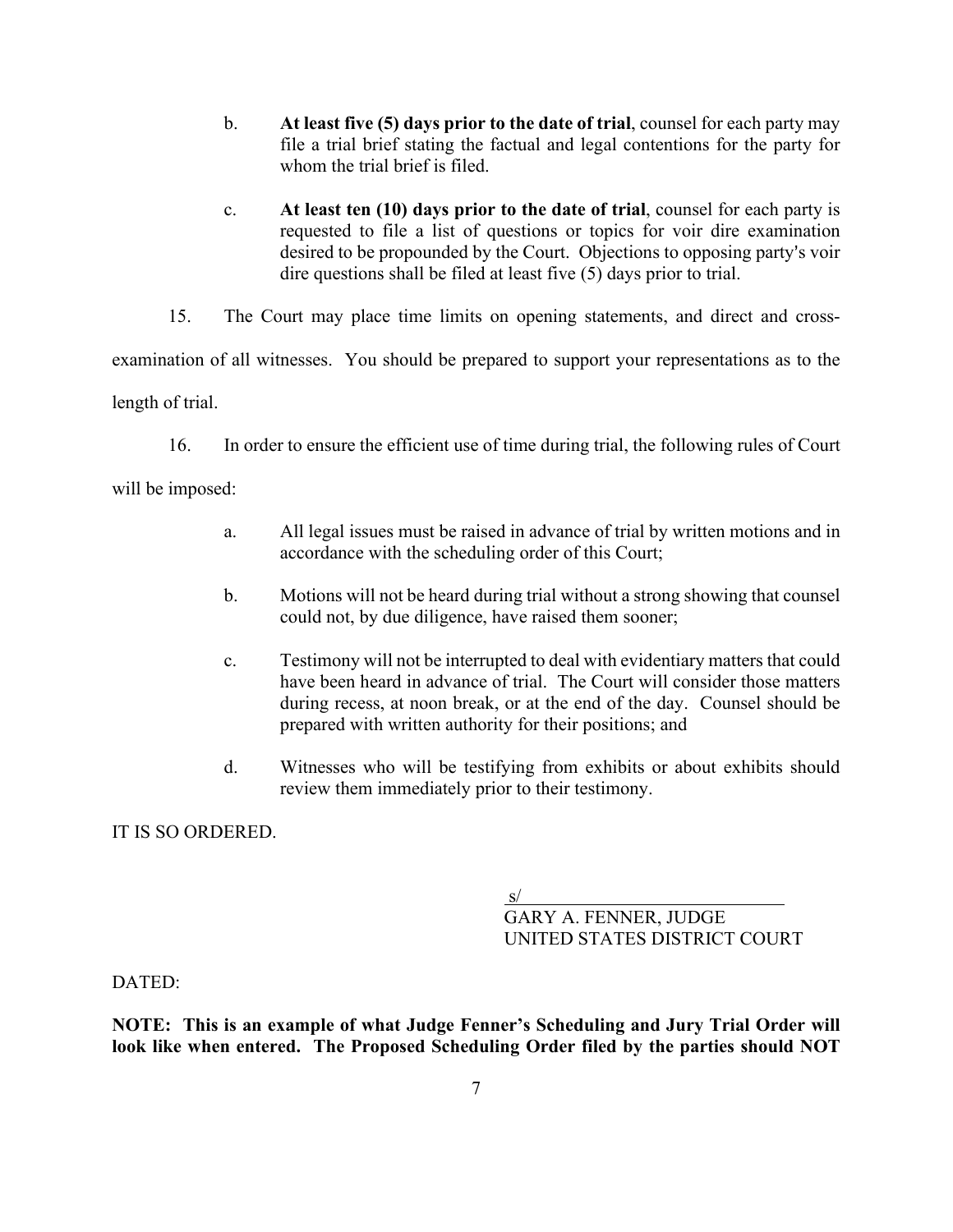b. **At least five (5) days prior to the date of trial**, counsel for each party may file a trial brief stating the factual and legal contentions for the party for whom the trial brief is filed.

c. **At least ten (10) days prior to the date of trial**, counsel for each party is requested to file a list of questions or topics for voir dire examination desired to be propounded by the Court. Objections to opposing party's voir dire questions shall be filed at least five (5) days prior to trial.

15. The Court may place time limits on opening statements, and direct and cross-examination of all witnesses. You should be prepared to support your representations as to the length of trial.

16. In order to ensure the efficient use of time during trial, the following rules of Court will be imposed:

a. All legal issues must be raised in advance of trial by written motions and in accordance with the scheduling order of this Court;

b. Motions will not be heard during trial without a strong showing that counsel could not, by due diligence, have raised them sooner;

c. Testimony will not be interrupted to deal with evidentiary matters that could have been heard in advance of trial. The Court will consider those matters during recess, at noon break, or at the end of the day. Counsel should be prepared with written authority for their positions; and

d. Witnesses who will be testifying from exhibits or about exhibits should review them immediately prior to their testimony.

IT IS SO ORDERED.

s/
GARY A. FENNER, JUDGE
UNITED STATES DISTRICT COURT

DATED:

**NOTE: This is an example of what Judge Fenner's Scheduling and Jury Trial Order will look like when entered. The Proposed Scheduling Order filed by the parties should NOT**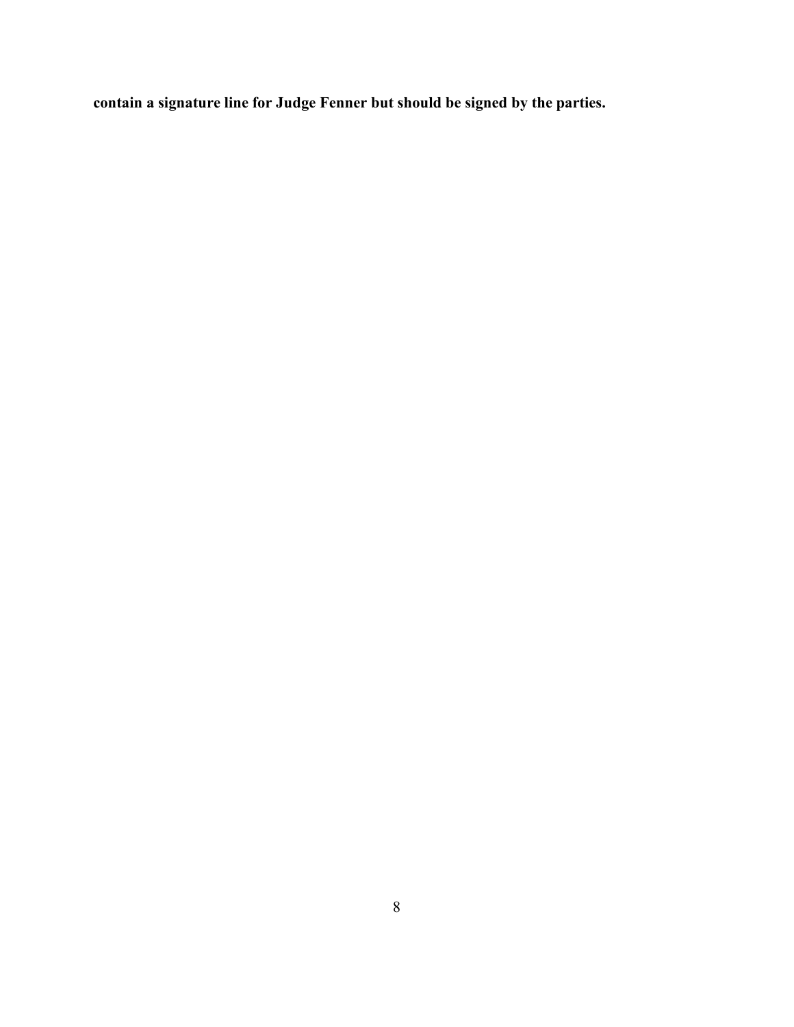**contain a signature line for Judge Fenner but should be signed by the parties.**